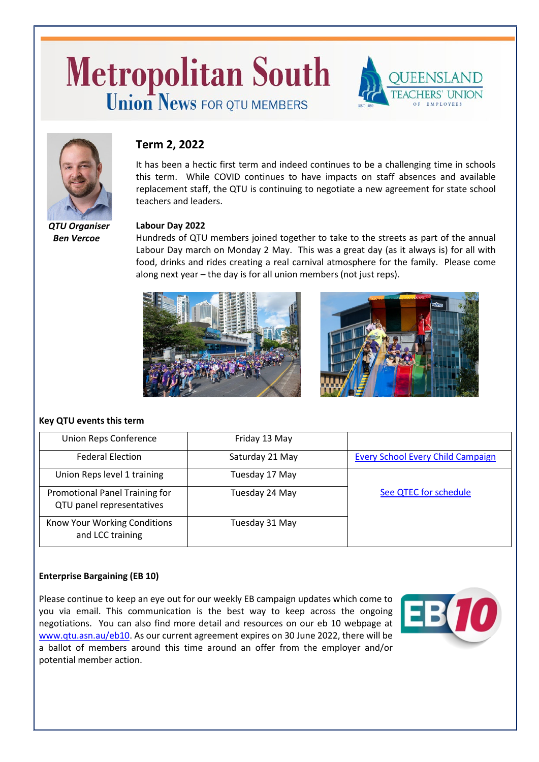# Metropolitan South

## Union News FOR QTU MEMBERS

QUEENSLAND TEACHERS' UNION OF EMPLOYEES

*QTU Organiser Ben Vercoe*

## Term 2, 2022

It has been a hectic first term and indeed continues to be a challenging time in schools this term. While COVID continues to have impacts on staff absences and available replacement staff, the QTU is continuing to negotiate a new agreement for state school teachers and leaders.

**Labour Day 2022**

Hundreds of QTU members joined together to take to the streets as part of the annual Labour Day march on Monday 2 May. This was a great day (as it always is) for all with food, drinks and rides creating a real carnival atmosphere for the family. Please come along next year – the day is for all union members (not just reps).

**Key QTU events this term**

| Event | Date | Link |
|---|---|---|
| Union Reps Conference | Friday 13 May | |
| Federal Election | Saturday 21 May | [Every School Every Child Campaign]() |
| Union Reps level 1 training | Tuesday 17 May | [See QTEC for schedule]() |
| Promotional Panel Training for QTU panel representatives | Tuesday 24 May | |
| Know Your Working Conditions and LCC training | Tuesday 31 May | |

**Enterprise Bargaining (EB 10)**

Please continue to keep an eye out for our weekly EB campaign updates which come to you via email. This communication is the best way to keep across the ongoing negotiations. You can also find more detail and resources on our eb 10 webpage at [www.qtu.asn.au/eb10](www.qtu.asn.au/eb10). As our current agreement expires on 30 June 2022, there will be a ballot of members around this time around an offer from the employer and/or potential member action.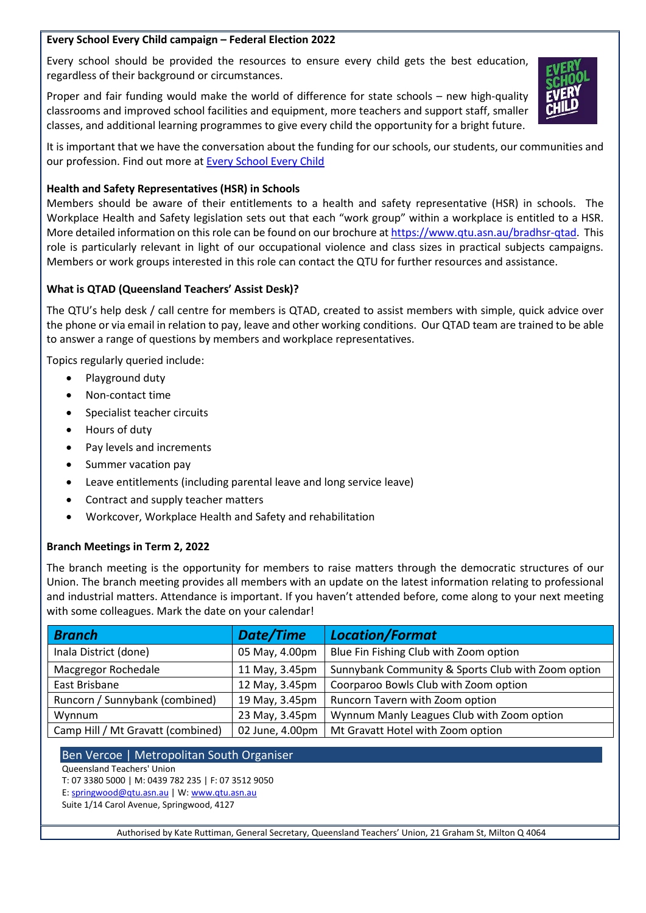**Every School Every Child campaign – Federal Election 2022**

Every school should be provided the resources to ensure every child gets the best education, regardless of their background or circumstances.

Proper and fair funding would make the world of difference for state schools – new high-quality classrooms and improved school facilities and equipment, more teachers and support staff, smaller classes, and additional learning programmes to give every child the opportunity for a bright future.

It is important that we have the conversation about the funding for our schools, our students, our communities and our profession. Find out more at [Every School Every Child]

**Health and Safety Representatives (HSR) in Schools**

Members should be aware of their entitlements to a health and safety representative (HSR) in schools. The Workplace Health and Safety legislation sets out that each "work group" within a workplace is entitled to a HSR. More detailed information on this role can be found on our brochure at https://www.qtu.asn.au/bradhsr-qtad. This role is particularly relevant in light of our occupational violence and class sizes in practical subjects campaigns. Members or work groups interested in this role can contact the QTU for further resources and assistance.

**What is QTAD (Queensland Teachers' Assist Desk)?**

The QTU's help desk / call centre for members is QTAD, created to assist members with simple, quick advice over the phone or via email in relation to pay, leave and other working conditions. Our QTAD team are trained to be able to answer a range of questions by members and workplace representatives.

Topics regularly queried include:

- Playground duty
- Non-contact time
- Specialist teacher circuits
- Hours of duty
- Pay levels and increments
- Summer vacation pay
- Leave entitlements (including parental leave and long service leave)
- Contract and supply teacher matters
- Workcover, Workplace Health and Safety and rehabilitation

**Branch Meetings in Term 2, 2022**

The branch meeting is the opportunity for members to raise matters through the democratic structures of our Union. The branch meeting provides all members with an update on the latest information relating to professional and industrial matters. Attendance is important. If you haven't attended before, come along to your next meeting with some colleagues. Mark the date on your calendar!

| *Branch* | *Date/Time* | *Location/Format* |
|---|---|---|
| Inala District (done) | 05 May, 4.00pm | Blue Fin Fishing Club with Zoom option |
| Macgregor Rochedale | 11 May, 3.45pm | Sunnybank Community & Sports Club with Zoom option |
| East Brisbane | 12 May, 3.45pm | Coorparoo Bowls Club with Zoom option |
| Runcorn / Sunnybank (combined) | 19 May, 3.45pm | Runcorn Tavern with Zoom option |
| Wynnum | 23 May, 3.45pm | Wynnum Manly Leagues Club with Zoom option |
| Camp Hill / Mt Gravatt (combined) | 02 June, 4.00pm | Mt Gravatt Hotel with Zoom option |

**Ben Vercoe | Metropolitan South Organiser**

Queensland Teachers' Union
T: 07 3380 5000 | M: 0439 782 235 | F: 07 3512 9050
E: springwood@qtu.asn.au | W: www.qtu.asn.au
Suite 1/14 Carol Avenue, Springwood, 4127

Authorised by Kate Ruttiman, General Secretary, Queensland Teachers' Union, 21 Graham St, Milton Q 4064